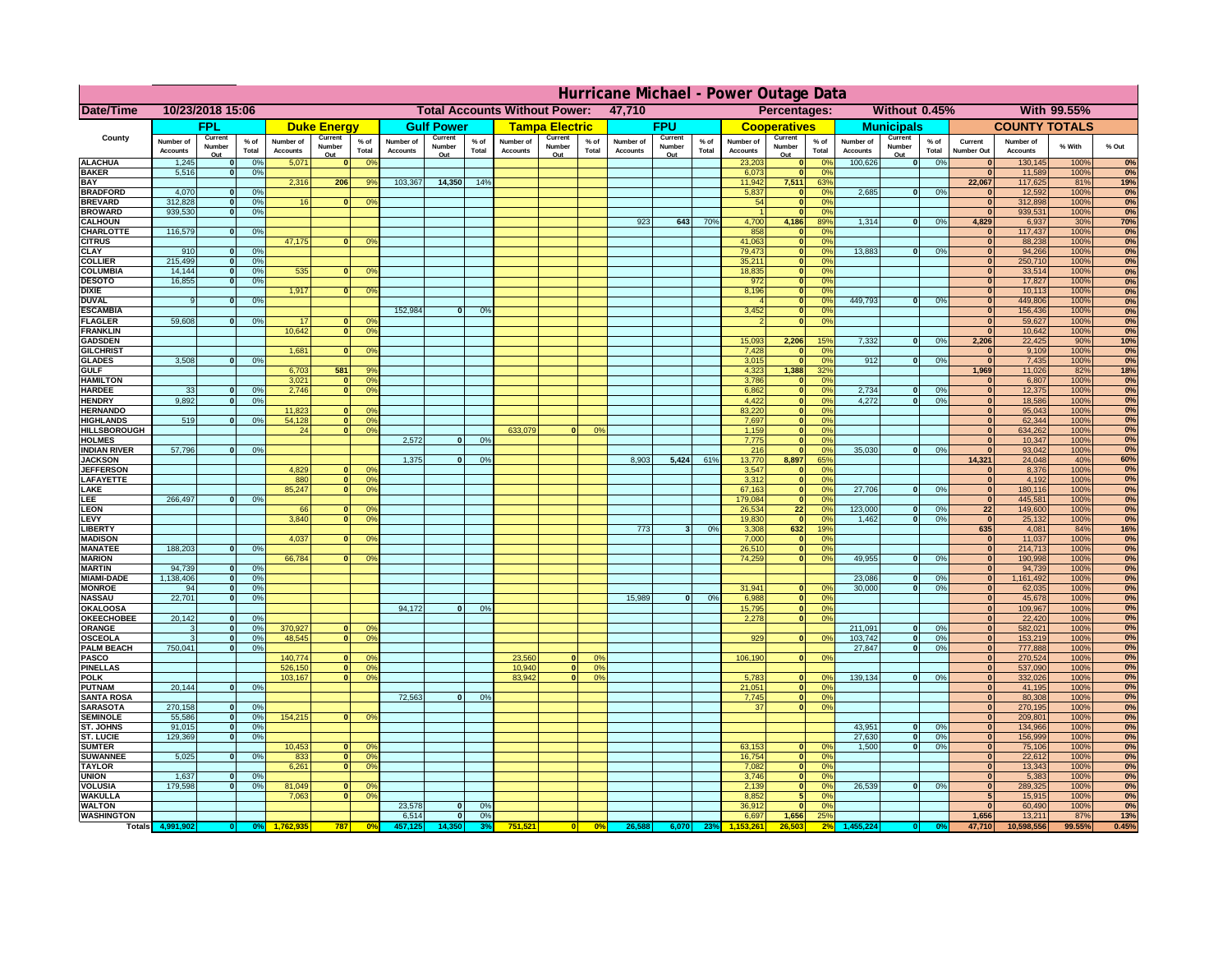# Hurricane Michael - Power Outage Data

| Date/Time | 10/23/2018 15:06 | | | | | | | Total Accounts Without Power: | | | | 47,710 | | | | | Percentages: | | | Without | 0.45% | | | With | 99.55% |
|---|---|---|---|---|---|---|---|---|---|---|---|---|---|---|---|---|---|---|---|---|---|---|---|---|---|
| County | FPL | | | Duke Energy | | | Gulf Power | | | Tampa Electric | | | FPU | | | Cooperatives | | | Municipals | | | COUNTY TOTALS | | | |
| | Number of Accounts | Current Number Out | % of Total | Number of Accounts | Current Number Out | % of Total | Number of Accounts | Current Number Out | % of Total | Number of Accounts | Current Number Out | % of Total | Number of Accounts | Current Number Out | % of Total | Number of Accounts | Current Number Out | % of Total | Number of Accounts | Current Number Out | % of Total | Current Number Out | Number of Accounts | % With | % Out |
| ALACHUA | 1,245 | 0 | 0% | 5,071 | 0 | 0% | | | | | | | | | | 23,203 | 0 | 0% | 100,626 | 0 | 0% | 0 | 130,145 | 100% | 0% |
| BAKER | 5,516 | 0 | 0% | | | | | | | | | | | | | 6,073 | 0 | 0% | | | | 0 | 11,589 | 100% | 0% |
| BAY | | | | 2,316 | 206 | 9% | 103,367 | 14,350 | 14% | | | | | | | 11,942 | 7,511 | 63% | | | | 22,067 | 117,625 | 81% | 19% |
| BRADFORD | 4,070 | 0 | 0% | | | | | | | | | | | | | 5,837 | 0 | 0% | 2,685 | 0 | 0% | 0 | 12,592 | 100% | 0% |
| BREVARD | 312,828 | 0 | 0% | 16 | 0 | 0% | | | | | | | | | | 54 | 0 | 0% | | | | 0 | 312,898 | 100% | 0% |
| BROWARD | 939,530 | 0 | 0% | | | | | | | | | | | | | 1 | 0 | 0% | | | | 0 | 939,531 | 100% | 0% |
| CALHOUN | | | | | | | | | | | | | 923 | 643 | 70% | 4,700 | 4,186 | 89% | 1,314 | 0 | 0% | 4,829 | 6,937 | 30% | 70% |
| CHARLOTTE | 116,579 | 0 | 0% | | | | | | | | | | | | | 858 | 0 | 0% | | | | 0 | 117,437 | 100% | 0% |
| CITRUS | | | | 47,175 | 0 | 0% | | | | | | | | | | 41,063 | 0 | 0% | | | | 0 | 88,238 | 100% | 0% |
| CLAY | 910 | 0 | 0% | | | | | | | | | | | | | 79,473 | 0 | 0% | 13,883 | 0 | 0% | 0 | 94,266 | 100% | 0% |
| COLLIER | 215,499 | 0 | 0% | | | | | | | | | | | | | 35,211 | 0 | 0% | | | | 0 | 250,710 | 100% | 0% |
| COLUMBIA | 14,144 | 0 | 0% | 535 | 0 | 0% | | | | | | | | | | 18,835 | 0 | 0% | | | | 0 | 33,514 | 100% | 0% |
| DESOTO | 16,855 | 0 | 0% | | | | | | | | | | | | | 972 | 0 | 0% | | | | 0 | 17,827 | 100% | 0% |
| DIXIE | | | | 1,917 | 0 | 0% | | | | | | | | | | 8,196 | 0 | 0% | | | | 0 | 10,113 | 100% | 0% |
| DUVAL | 9 | 0 | 0% | | | | | | | | | | | | | 4 | 0 | 0% | 449,793 | 0 | 0% | 0 | 449,806 | 100% | 0% |
| ESCAMBIA | | | | | | | 152,984 | 0 | 0% | | | | | | | 3,452 | 0 | 0% | | | | 0 | 156,436 | 100% | 0% |
| FLAGLER | 59,608 | 0 | 0% | 17 | 0 | 0% | | | | | | | | | | 2 | 0 | 0% | | | | 0 | 59,627 | 100% | 0% |
| FRANKLIN | | | | 10,642 | 0 | 0% | | | | | | | | | | | | | | | | 0 | 10,642 | 100% | 0% |
| GADSDEN | | | | | | | | | | | | | | | | 15,093 | 2,206 | 15% | 7,332 | 0 | 0% | 2,206 | 22,425 | 90% | 10% |
| GILCHRIST | | | | 1,681 | 0 | 0% | | | | | | | | | | 7,428 | 0 | 0% | | | | 0 | 9,109 | 100% | 0% |
| GLADES | 3,508 | 0 | 0% | | | | | | | | | | | | | 3,015 | 0 | 0% | 912 | 0 | 0% | 0 | 7,435 | 100% | 0% |
| GULF | | | | 6,703 | 581 | 9% | | | | | | | | | | 4,323 | 1,388 | 32% | | | | 1,969 | 11,026 | 82% | 18% |
| HAMILTON | | | | 3,021 | 0 | 0% | | | | | | | | | | 3,786 | 0 | 0% | | | | 0 | 6,807 | 100% | 0% |
| HARDEE | 33 | 0 | 0% | 2,746 | 0 | 0% | | | | | | | | | | 6,862 | 0 | 0% | 2,734 | 0 | 0% | 0 | 12,375 | 100% | 0% |
| HENDRY | 9,892 | 0 | 0% | | | | | | | | | | | | | 4,422 | 0 | 0% | 4,272 | 0 | 0% | 0 | 18,586 | 100% | 0% |
| HERNANDO | | | | 11,823 | 0 | 0% | | | | | | | | | | 83,220 | 0 | 0% | | | | 0 | 95,043 | 100% | 0% |
| HIGHLANDS | 519 | 0 | 0% | 54,128 | 0 | 0% | | | | | | | | | | 7,697 | 0 | 0% | | | | 0 | 62,344 | 100% | 0% |
| HILLSBOROUGH | | | | 24 | 0 | 0% | | | | 633,079 | 0 | 0% | | | | 1,159 | 0 | 0% | | | | 0 | 634,262 | 100% | 0% |
| HOLMES | | | | | | | 2,572 | 0 | 0% | | | | | | | 7,775 | 0 | 0% | | | | 0 | 10,347 | 100% | 0% |
| INDIAN RIVER | 57,796 | 0 | 0% | | | | | | | | | | | | | 216 | 0 | 0% | 35,030 | 0 | 0% | 0 | 93,042 | 100% | 0% |
| JACKSON | | | | | | | 1,375 | 0 | 0% | | | | 8,903 | 5,424 | 61% | 13,770 | 8,897 | 65% | | | | 14,321 | 24,048 | 40% | 60% |
| JEFFERSON | | | | 4,829 | 0 | 0% | | | | | | | | | | 3,547 | 0 | 0% | | | | 0 | 8,376 | 100% | 0% |
| LAFAYETTE | | | | 880 | 0 | 0% | | | | | | | | | | 3,312 | 0 | 0% | | | | 0 | 4,192 | 100% | 0% |
| LAKE | | | | 85,247 | 0 | 0% | | | | | | | | | | 67,163 | 0 | 0% | 27,706 | 0 | 0% | 0 | 180,116 | 100% | 0% |
| LEE | 266,497 | 0 | 0% | | | | | | | | | | | | | 179,084 | 0 | 0% | | | | 0 | 445,581 | 100% | 0% |
| LEON | | | | 66 | 0 | 0% | | | | | | | | | | 26,534 | 22 | 0% | 123,000 | 0 | 0% | 22 | 149,600 | 100% | 0% |
| LEVY | | | | 3,840 | 0 | 0% | | | | | | | | | | 19,830 | 0 | 0% | 1,462 | 0 | 0% | 0 | 25,132 | 100% | 0% |
| LIBERTY | | | | | | | | | | | | | 773 | 3 | 0% | 3,308 | 632 | 19% | | | | 635 | 4,081 | 84% | 16% |
| MADISON | | | | 4,037 | 0 | 0% | | | | | | | | | | 7,000 | 0 | 0% | | | | 0 | 11,037 | 100% | 0% |
| MANATEE | 188,203 | 0 | 0% | | | | | | | | | | | | | 26,510 | 0 | 0% | | | | 0 | 214,713 | 100% | 0% |
| MARION | | | | 66,784 | 0 | 0% | | | | | | | | | | 74,259 | 0 | 0% | 49,955 | 0 | 0% | 0 | 190,998 | 100% | 0% |
| MARTIN | 94,739 | 0 | 0% | | | | | | | | | | | | | | | | | | | 0 | 94,739 | 100% | 0% |
| MIAMI-DADE | 1,138,406 | 0 | 0% | | | | | | | | | | | | | | | | 23,086 | 0 | 0% | 0 | 1,161,492 | 100% | 0% |
| MONROE | 94 | 0 | 0% | | | | | | | | | | | | | 31,941 | 0 | 0% | 30,000 | 0 | 0% | 0 | 62,035 | 100% | 0% |
| NASSAU | 22,701 | 0 | 0% | | | | | | | | | | 15,989 | 0 | 0% | 6,988 | 0 | 0% | | | | 0 | 45,678 | 100% | 0% |
| OKALOOSA | | | | | | | 94,172 | 0 | 0% | | | | | | | 15,795 | 0 | 0% | | | | 0 | 109,967 | 100% | 0% |
| OKEECHOBEE | 20,142 | 0 | 0% | | | | | | | | | | | | | 2,278 | 0 | 0% | | | | 0 | 22,420 | 100% | 0% |
| ORANGE | 3 | 0 | 0% | 370,927 | 0 | 0% | | | | | | | | | | | | | 211,091 | 0 | 0% | 0 | 582,021 | 100% | 0% |
| OSCEOLA | 3 | 0 | 0% | 48,545 | 0 | 0% | | | | | | | | | | 929 | 0 | 0% | 103,742 | 0 | 0% | 0 | 153,219 | 100% | 0% |
| PALM BEACH | 750,041 | 0 | 0% | | | | | | | | | | | | | | | | 27,847 | 0 | 0% | 0 | 777,888 | 100% | 0% |
| PASCO | | | | 140,774 | 0 | 0% | | | | 23,560 | 0 | 0% | | | | 106,190 | 0 | 0% | | | | 0 | 270,524 | 100% | 0% |
| PINELLAS | | | | 526,150 | 0 | 0% | | | | 10,940 | 0 | 0% | | | | | | | | | | 0 | 537,090 | 100% | 0% |
| POLK | | | | 103,167 | 0 | 0% | | | | 83,942 | 0 | 0% | | | | 5,783 | 0 | 0% | 139,134 | 0 | 0% | 0 | 332,026 | 100% | 0% |
| PUTNAM | 20,144 | 0 | 0% | | | | | | | | | | | | | 21,051 | 0 | 0% | | | | 0 | 41,195 | 100% | 0% |
| SANTA ROSA | | | | | | | 72,563 | 0 | 0% | | | | | | | 7,745 | 0 | 0% | | | | 0 | 80,308 | 100% | 0% |
| SARASOTA | 270,158 | 0 | 0% | | | | | | | | | | | | | 37 | 0 | 0% | | | | 0 | 270,195 | 100% | 0% |
| SEMINOLE | 55,586 | 0 | 0% | 154,215 | 0 | 0% | | | | | | | | | | | | | | | | 0 | 209,801 | 100% | 0% |
| ST. JOHNS | 91,015 | 0 | 0% | | | | | | | | | | | | | | | | 43,951 | 0 | 0% | 0 | 134,966 | 100% | 0% |
| ST. LUCIE | 129,369 | 0 | 0% | | | | | | | | | | | | | | | | 27,630 | 0 | 0% | 0 | 156,999 | 100% | 0% |
| SUMTER | | | | 10,453 | 0 | 0% | | | | | | | | | | 63,153 | 0 | 0% | 1,500 | 0 | 0% | 0 | 75,106 | 100% | 0% |
| SUWANNEE | 5,025 | 0 | 0% | 833 | 0 | 0% | | | | | | | | | | 16,754 | 0 | 0% | | | | 0 | 22,612 | 100% | 0% |
| TAYLOR | | | | 6,261 | 0 | 0% | | | | | | | | | | 7,082 | 0 | 0% | | | | 0 | 13,343 | 100% | 0% |
| UNION | 1,637 | 0 | 0% | | | | | | | | | | | | | 3,746 | 0 | 0% | | | | 0 | 5,383 | 100% | 0% |
| VOLUSIA | 179,598 | 0 | 0% | 81,049 | 0 | 0% | | | | | | | | | | 2,139 | 0 | 0% | 26,539 | 0 | 0% | 0 | 289,325 | 100% | 0% |
| WAKULLA | | | | 7,063 | 0 | 0% | | | | | | | | | | 8,852 | 5 | 0% | | | | 5 | 15,915 | 100% | 0% |
| WALTON | | | | | | | 23,578 | 0 | 0% | | | | | | | 36,912 | 0 | 0% | | | | 0 | 60,490 | 100% | 0% |
| WASHINGTON | | | | | | | 6,514 | 0 | 0% | | | | | | | 6,697 | 1,656 | 25% | | | | 1,656 | 13,211 | 87% | 13% |
| Totals | 4,991,902 | 0 | 0% | 1,762,935 | 787 | 0% | 457,125 | 14,350 | 3% | 751,521 | 0 | 0% | 26,588 | 6,070 | 23% | 1,153,261 | 26,503 | 2% | 1,455,224 | 0 | 0% | 47,710 | 10,598,556 | 99.55% | 0.45% |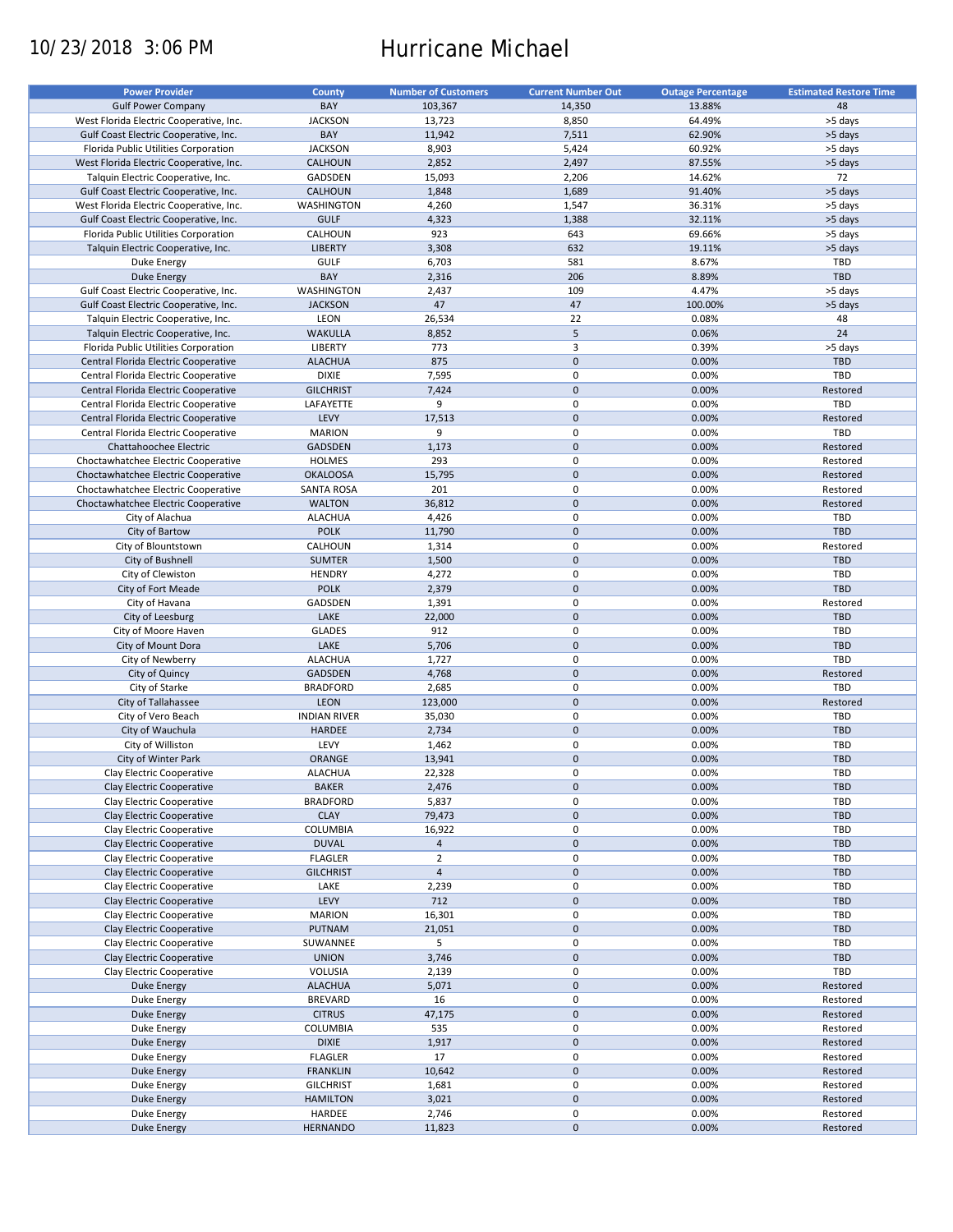10/23/2018 3:06 PM

# Hurricane Michael

| Power Provider | County | Number of Customers | Current Number Out | Outage Percentage | Estimated Restore Time |
|---|---|---|---|---|---|
| Gulf Power Company | BAY | 103,367 | 14,350 | 13.88% | 48 |
| West Florida Electric Cooperative, Inc. | JACKSON | 13,723 | 8,850 | 64.49% | >5 days |
| Gulf Coast Electric Cooperative, Inc. | BAY | 11,942 | 7,511 | 62.90% | >5 days |
| Florida Public Utilities Corporation | JACKSON | 8,903 | 5,424 | 60.92% | >5 days |
| West Florida Electric Cooperative, Inc. | CALHOUN | 2,852 | 2,497 | 87.55% | >5 days |
| Talquin Electric Cooperative, Inc. | GADSDEN | 15,093 | 2,206 | 14.62% | 72 |
| Gulf Coast Electric Cooperative, Inc. | CALHOUN | 1,848 | 1,689 | 91.40% | >5 days |
| West Florida Electric Cooperative, Inc. | WASHINGTON | 4,260 | 1,547 | 36.31% | >5 days |
| Gulf Coast Electric Cooperative, Inc. | GULF | 4,323 | 1,388 | 32.11% | >5 days |
| Florida Public Utilities Corporation | CALHOUN | 923 | 643 | 69.66% | >5 days |
| Talquin Electric Cooperative, Inc. | LIBERTY | 3,308 | 632 | 19.11% | >5 days |
| Duke Energy | GULF | 6,703 | 581 | 8.67% | TBD |
| Duke Energy | BAY | 2,316 | 206 | 8.89% | TBD |
| Gulf Coast Electric Cooperative, Inc. | WASHINGTON | 2,437 | 109 | 4.47% | >5 days |
| Gulf Coast Electric Cooperative, Inc. | JACKSON | 47 | 47 | 100.00% | >5 days |
| Talquin Electric Cooperative, Inc. | LEON | 26,534 | 22 | 0.08% | 48 |
| Talquin Electric Cooperative, Inc. | WAKULLA | 8,852 | 5 | 0.06% | 24 |
| Florida Public Utilities Corporation | LIBERTY | 773 | 3 | 0.39% | >5 days |
| Central Florida Electric Cooperative | ALACHUA | 875 | 0 | 0.00% | TBD |
| Central Florida Electric Cooperative | DIXIE | 7,595 | 0 | 0.00% | TBD |
| Central Florida Electric Cooperative | GILCHRIST | 7,424 | 0 | 0.00% | Restored |
| Central Florida Electric Cooperative | LAFAYETTE | 9 | 0 | 0.00% | TBD |
| Central Florida Electric Cooperative | LEVY | 17,513 | 0 | 0.00% | Restored |
| Central Florida Electric Cooperative | MARION | 9 | 0 | 0.00% | TBD |
| Chattahoochee Electric | GADSDEN | 1,173 | 0 | 0.00% | Restored |
| Choctawhatchee Electric Cooperative | HOLMES | 293 | 0 | 0.00% | Restored |
| Choctawhatchee Electric Cooperative | OKALOOSA | 15,795 | 0 | 0.00% | Restored |
| Choctawhatchee Electric Cooperative | SANTA ROSA | 201 | 0 | 0.00% | Restored |
| Choctawhatchee Electric Cooperative | WALTON | 36,812 | 0 | 0.00% | Restored |
| City of Alachua | ALACHUA | 4,426 | 0 | 0.00% | TBD |
| City of Bartow | POLK | 11,790 | 0 | 0.00% | TBD |
| City of Blountstown | CALHOUN | 1,314 | 0 | 0.00% | Restored |
| City of Bushnell | SUMTER | 1,500 | 0 | 0.00% | TBD |
| City of Clewiston | HENDRY | 4,272 | 0 | 0.00% | TBD |
| City of Fort Meade | POLK | 2,379 | 0 | 0.00% | TBD |
| City of Havana | GADSDEN | 1,391 | 0 | 0.00% | Restored |
| City of Leesburg | LAKE | 22,000 | 0 | 0.00% | TBD |
| City of Moore Haven | GLADES | 912 | 0 | 0.00% | TBD |
| City of Mount Dora | LAKE | 5,706 | 0 | 0.00% | TBD |
| City of Newberry | ALACHUA | 1,727 | 0 | 0.00% | TBD |
| City of Quincy | GADSDEN | 4,768 | 0 | 0.00% | Restored |
| City of Starke | BRADFORD | 2,685 | 0 | 0.00% | TBD |
| City of Tallahassee | LEON | 123,000 | 0 | 0.00% | Restored |
| City of Vero Beach | INDIAN RIVER | 35,030 | 0 | 0.00% | TBD |
| City of Wauchula | HARDEE | 2,734 | 0 | 0.00% | TBD |
| City of Williston | LEVY | 1,462 | 0 | 0.00% | TBD |
| City of Winter Park | ORANGE | 13,941 | 0 | 0.00% | TBD |
| Clay Electric Cooperative | ALACHUA | 22,328 | 0 | 0.00% | TBD |
| Clay Electric Cooperative | BAKER | 2,476 | 0 | 0.00% | TBD |
| Clay Electric Cooperative | BRADFORD | 5,837 | 0 | 0.00% | TBD |
| Clay Electric Cooperative | CLAY | 79,473 | 0 | 0.00% | TBD |
| Clay Electric Cooperative | COLUMBIA | 16,922 | 0 | 0.00% | TBD |
| Clay Electric Cooperative | DUVAL | 4 | 0 | 0.00% | TBD |
| Clay Electric Cooperative | FLAGLER | 2 | 0 | 0.00% | TBD |
| Clay Electric Cooperative | GILCHRIST | 4 | 0 | 0.00% | TBD |
| Clay Electric Cooperative | LAKE | 2,239 | 0 | 0.00% | TBD |
| Clay Electric Cooperative | LEVY | 712 | 0 | 0.00% | TBD |
| Clay Electric Cooperative | MARION | 16,301 | 0 | 0.00% | TBD |
| Clay Electric Cooperative | PUTNAM | 21,051 | 0 | 0.00% | TBD |
| Clay Electric Cooperative | SUWANNEE | 5 | 0 | 0.00% | TBD |
| Clay Electric Cooperative | UNION | 3,746 | 0 | 0.00% | TBD |
| Clay Electric Cooperative | VOLUSIA | 2,139 | 0 | 0.00% | TBD |
| Duke Energy | ALACHUA | 5,071 | 0 | 0.00% | Restored |
| Duke Energy | BREVARD | 16 | 0 | 0.00% | Restored |
| Duke Energy | CITRUS | 47,175 | 0 | 0.00% | Restored |
| Duke Energy | COLUMBIA | 535 | 0 | 0.00% | Restored |
| Duke Energy | DIXIE | 1,917 | 0 | 0.00% | Restored |
| Duke Energy | FLAGLER | 17 | 0 | 0.00% | Restored |
| Duke Energy | FRANKLIN | 10,642 | 0 | 0.00% | Restored |
| Duke Energy | GILCHRIST | 1,681 | 0 | 0.00% | Restored |
| Duke Energy | HAMILTON | 3,021 | 0 | 0.00% | Restored |
| Duke Energy | HARDEE | 2,746 | 0 | 0.00% | Restored |
| Duke Energy | HERNANDO | 11,823 | 0 | 0.00% | Restored |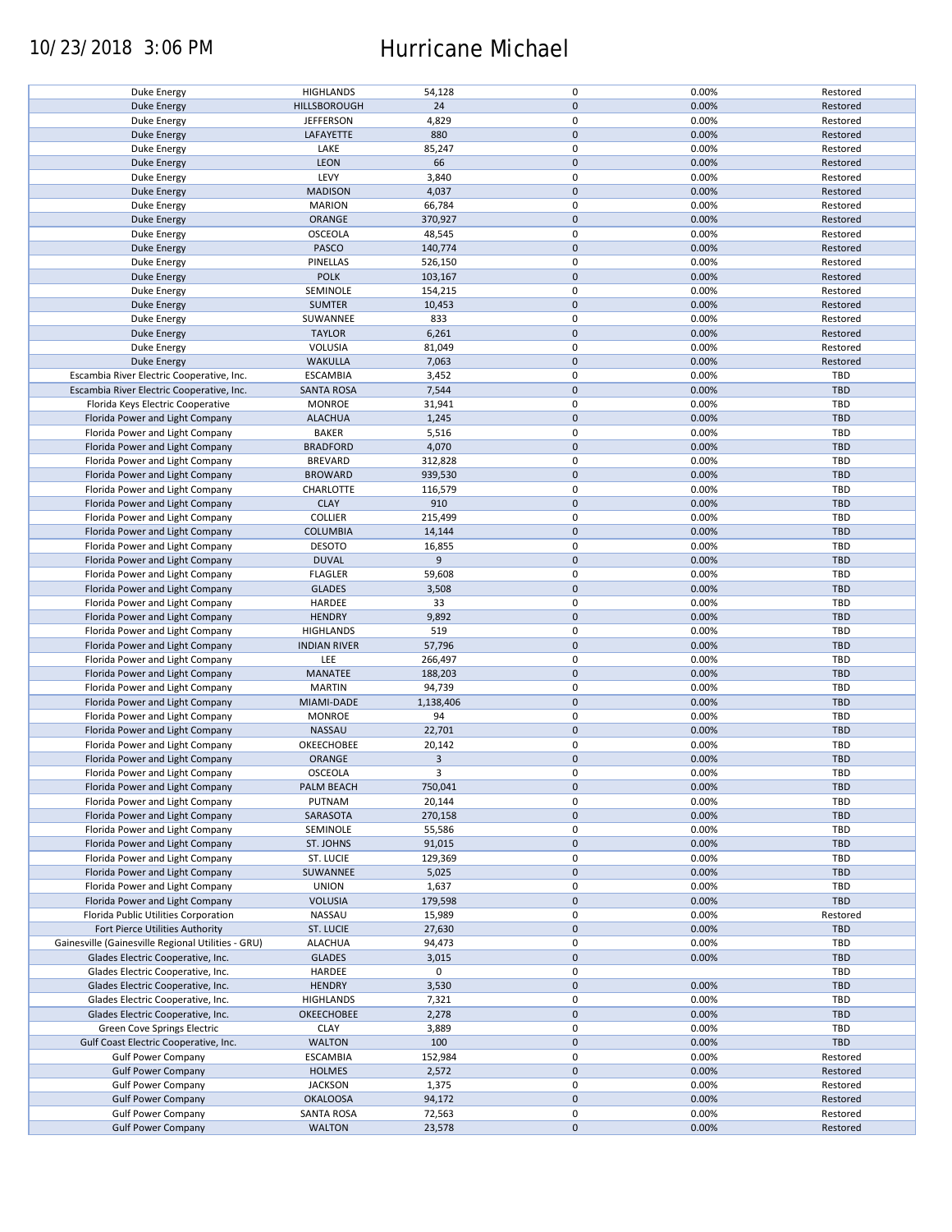| Duke Energy | HIGHLANDS | 54,128 | 0 | 0.00% | Restored |
|---|---|---|---|---|---|
| Duke Energy | HILLSBOROUGH | 24 | 0 | 0.00% | Restored |
| Duke Energy | JEFFERSON | 4,829 | 0 | 0.00% | Restored |
| Duke Energy | LAFAYETTE | 880 | 0 | 0.00% | Restored |
| Duke Energy | LAKE | 85,247 | 0 | 0.00% | Restored |
| Duke Energy | LEON | 66 | 0 | 0.00% | Restored |
| Duke Energy | LEVY | 3,840 | 0 | 0.00% | Restored |
| Duke Energy | MADISON | 4,037 | 0 | 0.00% | Restored |
| Duke Energy | MARION | 66,784 | 0 | 0.00% | Restored |
| Duke Energy | ORANGE | 370,927 | 0 | 0.00% | Restored |
| Duke Energy | OSCEOLA | 48,545 | 0 | 0.00% | Restored |
| Duke Energy | PASCO | 140,774 | 0 | 0.00% | Restored |
| Duke Energy | PINELLAS | 526,150 | 0 | 0.00% | Restored |
| Duke Energy | POLK | 103,167 | 0 | 0.00% | Restored |
| Duke Energy | SEMINOLE | 154,215 | 0 | 0.00% | Restored |
| Duke Energy | SUMTER | 10,453 | 0 | 0.00% | Restored |
| Duke Energy | SUWANNEE | 833 | 0 | 0.00% | Restored |
| Duke Energy | TAYLOR | 6,261 | 0 | 0.00% | Restored |
| Duke Energy | VOLUSIA | 81,049 | 0 | 0.00% | Restored |
| Duke Energy | WAKULLA | 7,063 | 0 | 0.00% | Restored |
| Escambia River Electric Cooperative, Inc. | ESCAMBIA | 3,452 | 0 | 0.00% | TBD |
| Escambia River Electric Cooperative, Inc. | SANTA ROSA | 7,544 | 0 | 0.00% | TBD |
| Florida Keys Electric Cooperative | MONROE | 31,941 | 0 | 0.00% | TBD |
| Florida Power and Light Company | ALACHUA | 1,245 | 0 | 0.00% | TBD |
| Florida Power and Light Company | BAKER | 5,516 | 0 | 0.00% | TBD |
| Florida Power and Light Company | BRADFORD | 4,070 | 0 | 0.00% | TBD |
| Florida Power and Light Company | BREVARD | 312,828 | 0 | 0.00% | TBD |
| Florida Power and Light Company | BROWARD | 939,530 | 0 | 0.00% | TBD |
| Florida Power and Light Company | CHARLOTTE | 116,579 | 0 | 0.00% | TBD |
| Florida Power and Light Company | CLAY | 910 | 0 | 0.00% | TBD |
| Florida Power and Light Company | COLLIER | 215,499 | 0 | 0.00% | TBD |
| Florida Power and Light Company | COLUMBIA | 14,144 | 0 | 0.00% | TBD |
| Florida Power and Light Company | DESOTO | 16,855 | 0 | 0.00% | TBD |
| Florida Power and Light Company | DUVAL | 9 | 0 | 0.00% | TBD |
| Florida Power and Light Company | FLAGLER | 59,608 | 0 | 0.00% | TBD |
| Florida Power and Light Company | GLADES | 3,508 | 0 | 0.00% | TBD |
| Florida Power and Light Company | HARDEE | 33 | 0 | 0.00% | TBD |
| Florida Power and Light Company | HENDRY | 9,892 | 0 | 0.00% | TBD |
| Florida Power and Light Company | HIGHLANDS | 519 | 0 | 0.00% | TBD |
| Florida Power and Light Company | INDIAN RIVER | 57,796 | 0 | 0.00% | TBD |
| Florida Power and Light Company | LEE | 266,497 | 0 | 0.00% | TBD |
| Florida Power and Light Company | MANATEE | 188,203 | 0 | 0.00% | TBD |
| Florida Power and Light Company | MARTIN | 94,739 | 0 | 0.00% | TBD |
| Florida Power and Light Company | MIAMI-DADE | 1,138,406 | 0 | 0.00% | TBD |
| Florida Power and Light Company | MONROE | 94 | 0 | 0.00% | TBD |
| Florida Power and Light Company | NASSAU | 22,701 | 0 | 0.00% | TBD |
| Florida Power and Light Company | OKEECHOBEE | 20,142 | 0 | 0.00% | TBD |
| Florida Power and Light Company | ORANGE | 3 | 0 | 0.00% | TBD |
| Florida Power and Light Company | OSCEOLA | 3 | 0 | 0.00% | TBD |
| Florida Power and Light Company | PALM BEACH | 750,041 | 0 | 0.00% | TBD |
| Florida Power and Light Company | PUTNAM | 20,144 | 0 | 0.00% | TBD |
| Florida Power and Light Company | SARASOTA | 270,158 | 0 | 0.00% | TBD |
| Florida Power and Light Company | SEMINOLE | 55,586 | 0 | 0.00% | TBD |
| Florida Power and Light Company | ST. JOHNS | 91,015 | 0 | 0.00% | TBD |
| Florida Power and Light Company | ST. LUCIE | 129,369 | 0 | 0.00% | TBD |
| Florida Power and Light Company | SUWANNEE | 5,025 | 0 | 0.00% | TBD |
| Florida Power and Light Company | UNION | 1,637 | 0 | 0.00% | TBD |
| Florida Power and Light Company | VOLUSIA | 179,598 | 0 | 0.00% | TBD |
| Florida Public Utilities Corporation | NASSAU | 15,989 | 0 | 0.00% | Restored |
| Fort Pierce Utilities Authority | ST. LUCIE | 27,630 | 0 | 0.00% | TBD |
| Gainesville (Gainesville Regional Utilities - GRU) | ALACHUA | 94,473 | 0 | 0.00% | TBD |
| Glades Electric Cooperative, Inc. | GLADES | 3,015 | 0 | 0.00% | TBD |
| Glades Electric Cooperative, Inc. | HARDEE | 0 | 0 | | TBD |
| Glades Electric Cooperative, Inc. | HENDRY | 3,530 | 0 | 0.00% | TBD |
| Glades Electric Cooperative, Inc. | HIGHLANDS | 7,321 | 0 | 0.00% | TBD |
| Glades Electric Cooperative, Inc. | OKEECHOBEE | 2,278 | 0 | 0.00% | TBD |
| Green Cove Springs Electric | CLAY | 3,889 | 0 | 0.00% | TBD |
| Gulf Coast Electric Cooperative, Inc. | WALTON | 100 | 0 | 0.00% | TBD |
| Gulf Power Company | ESCAMBIA | 152,984 | 0 | 0.00% | Restored |
| Gulf Power Company | HOLMES | 2,572 | 0 | 0.00% | Restored |
| Gulf Power Company | JACKSON | 1,375 | 0 | 0.00% | Restored |
| Gulf Power Company | OKALOOSA | 94,172 | 0 | 0.00% | Restored |
| Gulf Power Company | SANTA ROSA | 72,563 | 0 | 0.00% | Restored |
| Gulf Power Company | WALTON | 23,578 | 0 | 0.00% | Restored |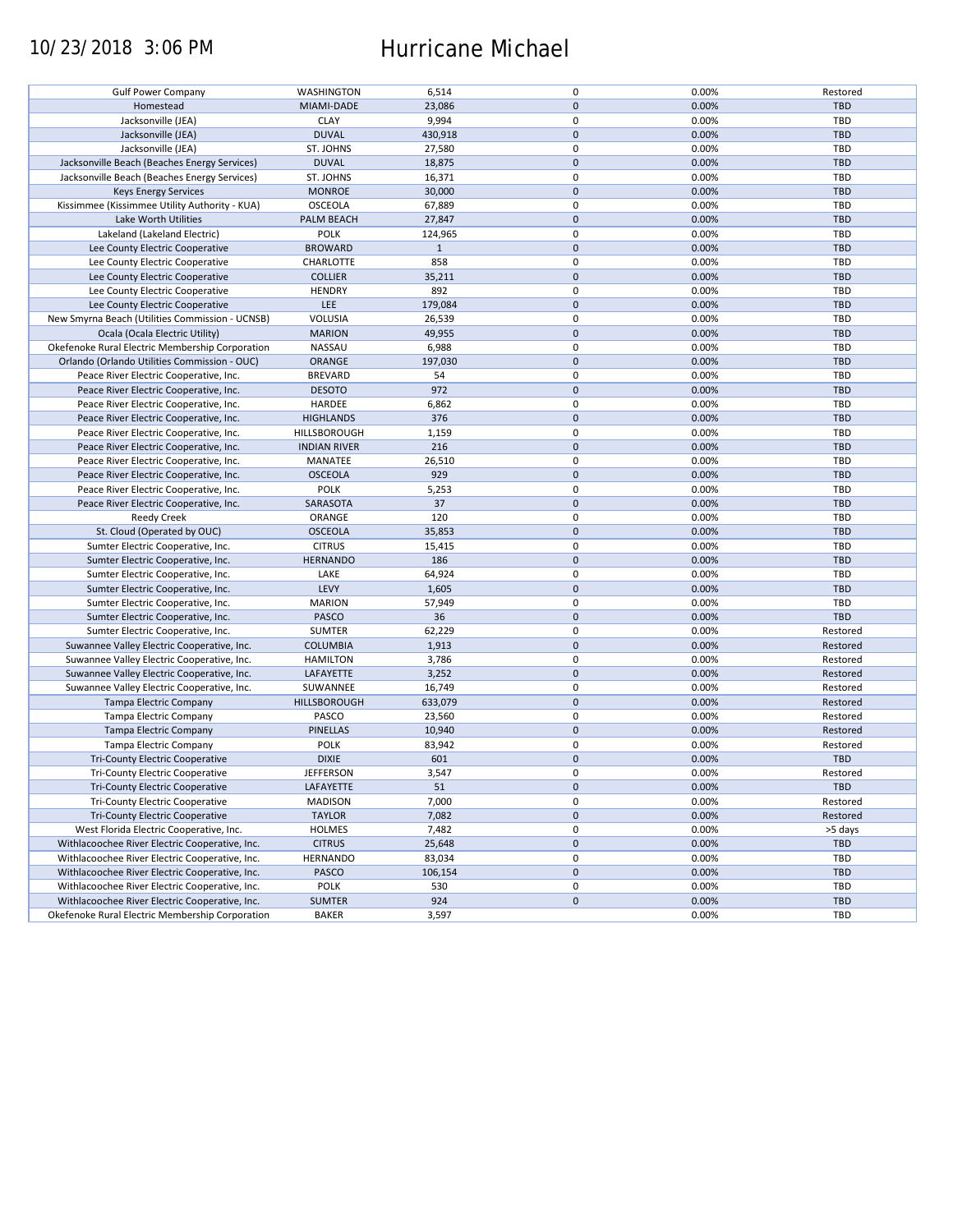# 10/23/2018 3:06 PM Hurricane Michael

| | | | | | |
|---|---|---|---|---|---|
| Gulf Power Company | WASHINGTON | 6,514 | 0 | 0.00% | Restored |
| Homestead | MIAMI-DADE | 23,086 | 0 | 0.00% | TBD |
| Jacksonville (JEA) | CLAY | 9,994 | 0 | 0.00% | TBD |
| Jacksonville (JEA) | DUVAL | 430,918 | 0 | 0.00% | TBD |
| Jacksonville (JEA) | ST. JOHNS | 27,580 | 0 | 0.00% | TBD |
| Jacksonville Beach (Beaches Energy Services) | DUVAL | 18,875 | 0 | 0.00% | TBD |
| Jacksonville Beach (Beaches Energy Services) | ST. JOHNS | 16,371 | 0 | 0.00% | TBD |
| Keys Energy Services | MONROE | 30,000 | 0 | 0.00% | TBD |
| Kissimmee (Kissimmee Utility Authority - KUA) | OSCEOLA | 67,889 | 0 | 0.00% | TBD |
| Lake Worth Utilities | PALM BEACH | 27,847 | 0 | 0.00% | TBD |
| Lakeland (Lakeland Electric) | POLK | 124,965 | 0 | 0.00% | TBD |
| Lee County Electric Cooperative | BROWARD | 1 | 0 | 0.00% | TBD |
| Lee County Electric Cooperative | CHARLOTTE | 858 | 0 | 0.00% | TBD |
| Lee County Electric Cooperative | COLLIER | 35,211 | 0 | 0.00% | TBD |
| Lee County Electric Cooperative | HENDRY | 892 | 0 | 0.00% | TBD |
| Lee County Electric Cooperative | LEE | 179,084 | 0 | 0.00% | TBD |
| New Smyrna Beach (Utilities Commission - UCNSB) | VOLUSIA | 26,539 | 0 | 0.00% | TBD |
| Ocala (Ocala Electric Utility) | MARION | 49,955 | 0 | 0.00% | TBD |
| Okefenoke Rural Electric Membership Corporation | NASSAU | 6,988 | 0 | 0.00% | TBD |
| Orlando (Orlando Utilities Commission - OUC) | ORANGE | 197,030 | 0 | 0.00% | TBD |
| Peace River Electric Cooperative, Inc. | BREVARD | 54 | 0 | 0.00% | TBD |
| Peace River Electric Cooperative, Inc. | DESOTO | 972 | 0 | 0.00% | TBD |
| Peace River Electric Cooperative, Inc. | HARDEE | 6,862 | 0 | 0.00% | TBD |
| Peace River Electric Cooperative, Inc. | HIGHLANDS | 376 | 0 | 0.00% | TBD |
| Peace River Electric Cooperative, Inc. | HILLSBOROUGH | 1,159 | 0 | 0.00% | TBD |
| Peace River Electric Cooperative, Inc. | INDIAN RIVER | 216 | 0 | 0.00% | TBD |
| Peace River Electric Cooperative, Inc. | MANATEE | 26,510 | 0 | 0.00% | TBD |
| Peace River Electric Cooperative, Inc. | OSCEOLA | 929 | 0 | 0.00% | TBD |
| Peace River Electric Cooperative, Inc. | POLK | 5,253 | 0 | 0.00% | TBD |
| Peace River Electric Cooperative, Inc. | SARASOTA | 37 | 0 | 0.00% | TBD |
| Reedy Creek | ORANGE | 120 | 0 | 0.00% | TBD |
| St. Cloud (Operated by OUC) | OSCEOLA | 35,853 | 0 | 0.00% | TBD |
| Sumter Electric Cooperative, Inc. | CITRUS | 15,415 | 0 | 0.00% | TBD |
| Sumter Electric Cooperative, Inc. | HERNANDO | 186 | 0 | 0.00% | TBD |
| Sumter Electric Cooperative, Inc. | LAKE | 64,924 | 0 | 0.00% | TBD |
| Sumter Electric Cooperative, Inc. | LEVY | 1,605 | 0 | 0.00% | TBD |
| Sumter Electric Cooperative, Inc. | MARION | 57,949 | 0 | 0.00% | TBD |
| Sumter Electric Cooperative, Inc. | PASCO | 36 | 0 | 0.00% | TBD |
| Sumter Electric Cooperative, Inc. | SUMTER | 62,229 | 0 | 0.00% | Restored |
| Suwannee Valley Electric Cooperative, Inc. | COLUMBIA | 1,913 | 0 | 0.00% | Restored |
| Suwannee Valley Electric Cooperative, Inc. | HAMILTON | 3,786 | 0 | 0.00% | Restored |
| Suwannee Valley Electric Cooperative, Inc. | LAFAYETTE | 3,252 | 0 | 0.00% | Restored |
| Suwannee Valley Electric Cooperative, Inc. | SUWANNEE | 16,749 | 0 | 0.00% | Restored |
| Tampa Electric Company | HILLSBOROUGH | 633,079 | 0 | 0.00% | Restored |
| Tampa Electric Company | PASCO | 23,560 | 0 | 0.00% | Restored |
| Tampa Electric Company | PINELLAS | 10,940 | 0 | 0.00% | Restored |
| Tampa Electric Company | POLK | 83,942 | 0 | 0.00% | Restored |
| Tri-County Electric Cooperative | DIXIE | 601 | 0 | 0.00% | TBD |
| Tri-County Electric Cooperative | JEFFERSON | 3,547 | 0 | 0.00% | Restored |
| Tri-County Electric Cooperative | LAFAYETTE | 51 | 0 | 0.00% | TBD |
| Tri-County Electric Cooperative | MADISON | 7,000 | 0 | 0.00% | Restored |
| Tri-County Electric Cooperative | TAYLOR | 7,082 | 0 | 0.00% | Restored |
| West Florida Electric Cooperative, Inc. | HOLMES | 7,482 | 0 | 0.00% | >5 days |
| Withlacoochee River Electric Cooperative, Inc. | CITRUS | 25,648 | 0 | 0.00% | TBD |
| Withlacoochee River Electric Cooperative, Inc. | HERNANDO | 83,034 | 0 | 0.00% | TBD |
| Withlacoochee River Electric Cooperative, Inc. | PASCO | 106,154 | 0 | 0.00% | TBD |
| Withlacoochee River Electric Cooperative, Inc. | POLK | 530 | 0 | 0.00% | TBD |
| Withlacoochee River Electric Cooperative, Inc. | SUMTER | 924 | 0 | 0.00% | TBD |
| Okefenoke Rural Electric Membership Corporation | BAKER | 3,597 | | 0.00% | TBD |